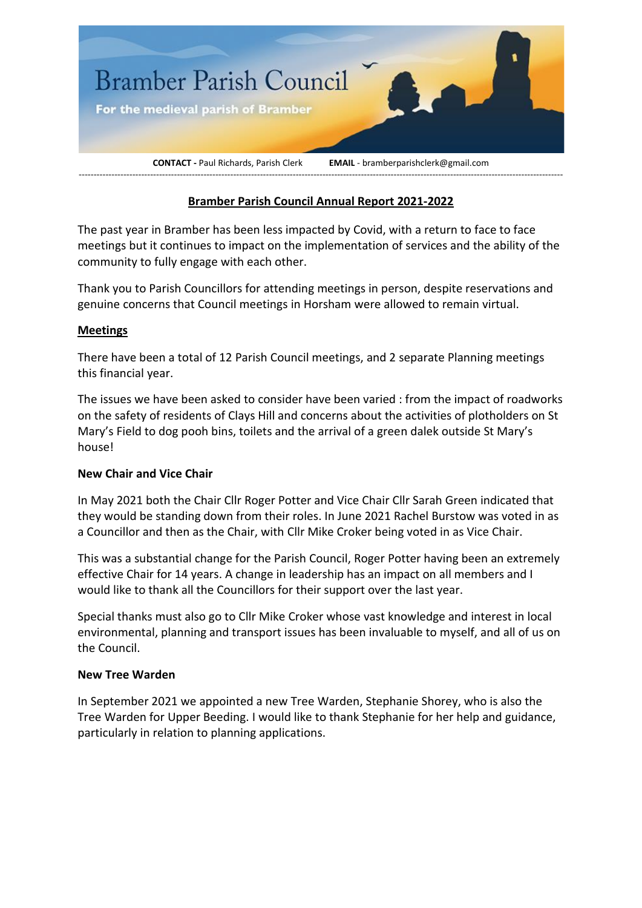Bramber Parish Council

For the medieval parish of Bramber

**CONTACT -** Paul Richards, Parish Clerk **EMAIL** - bramberparishclerk@gmail.com

---

# Bramber Parish Council Annual Report 2021-2022

The past year in Bramber has been less impacted by Covid, with a return to face to face meetings but it continues to impact on the implementation of services and the ability of the community to fully engage with each other.

Thank you to Parish Councillors for attending meetings in person, despite reservations and genuine concerns that Council meetings in Horsham were allowed to remain virtual.

## Meetings

There have been a total of 12 Parish Council meetings, and 2 separate Planning meetings this financial year.

The issues we have been asked to consider have been varied : from the impact of roadworks on the safety of residents of Clays Hill and concerns about the activities of plotholders on St Mary's Field to dog pooh bins, toilets and the arrival of a green dalek outside St Mary's house!

### New Chair and Vice Chair

In May 2021 both the Chair Cllr Roger Potter and Vice Chair Cllr Sarah Green indicated that they would be standing down from their roles. In June 2021 Rachel Burstow was voted in as a Councillor and then as the Chair, with Cllr Mike Croker being voted in as Vice Chair.

This was a substantial change for the Parish Council, Roger Potter having been an extremely effective Chair for 14 years. A change in leadership has an impact on all members and I would like to thank all the Councillors for their support over the last year.

Special thanks must also go to Cllr Mike Croker whose vast knowledge and interest in local environmental, planning and transport issues has been invaluable to myself, and all of us on the Council.

### New Tree Warden

In September 2021 we appointed a new Tree Warden, Stephanie Shorey, who is also the Tree Warden for Upper Beeding. I would like to thank Stephanie for her help and guidance, particularly in relation to planning applications.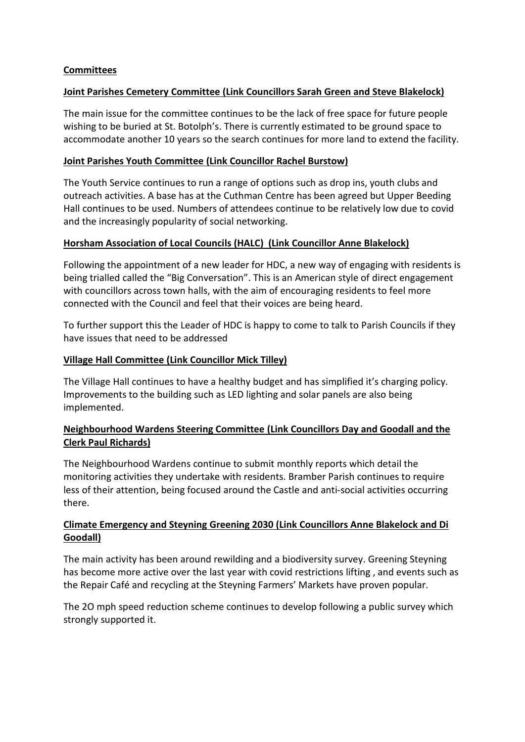## Committees

### Joint Parishes Cemetery Committee (Link Councillors Sarah Green and Steve Blakelock)

The main issue for the committee continues to be the lack of free space for future people wishing to be buried at St. Botolph's. There is currently estimated to be ground space to accommodate another 10 years so the search continues for more land to extend the facility.

### Joint Parishes Youth Committee (Link Councillor Rachel Burstow)

The Youth Service continues to run a range of options such as drop ins, youth clubs and outreach activities. A base has at the Cuthman Centre has been agreed but Upper Beeding Hall continues to be used. Numbers of attendees continue to be relatively low due to covid and the increasingly popularity of social networking.

### Horsham Association of Local Councils (HALC) (Link Councillor Anne Blakelock)

Following the appointment of a new leader for HDC, a new way of engaging with residents is being trialled called the "Big Conversation". This is an American style of direct engagement with councillors across town halls, with the aim of encouraging residents to feel more connected with the Council and feel that their voices are being heard.

To further support this the Leader of HDC is happy to come to talk to Parish Councils if they have issues that need to be addressed

### Village Hall Committee (Link Councillor Mick Tilley)

The Village Hall continues to have a healthy budget and has simplified it's charging policy. Improvements to the building such as LED lighting and solar panels are also being implemented.

### Neighbourhood Wardens Steering Committee (Link Councillors Day and Goodall and the Clerk Paul Richards)

The Neighbourhood Wardens continue to submit monthly reports which detail the monitoring activities they undertake with residents. Bramber Parish continues to require less of their attention, being focused around the Castle and anti-social activities occurring there.

### Climate Emergency and Steyning Greening 2030 (Link Councillors Anne Blakelock and Di Goodall)

The main activity has been around rewilding and a biodiversity survey. Greening Steyning has become more active over the last year with covid restrictions lifting , and events such as the Repair Café and recycling at the Steyning Farmers' Markets have proven popular.

The 2O mph speed reduction scheme continues to develop following a public survey which strongly supported it.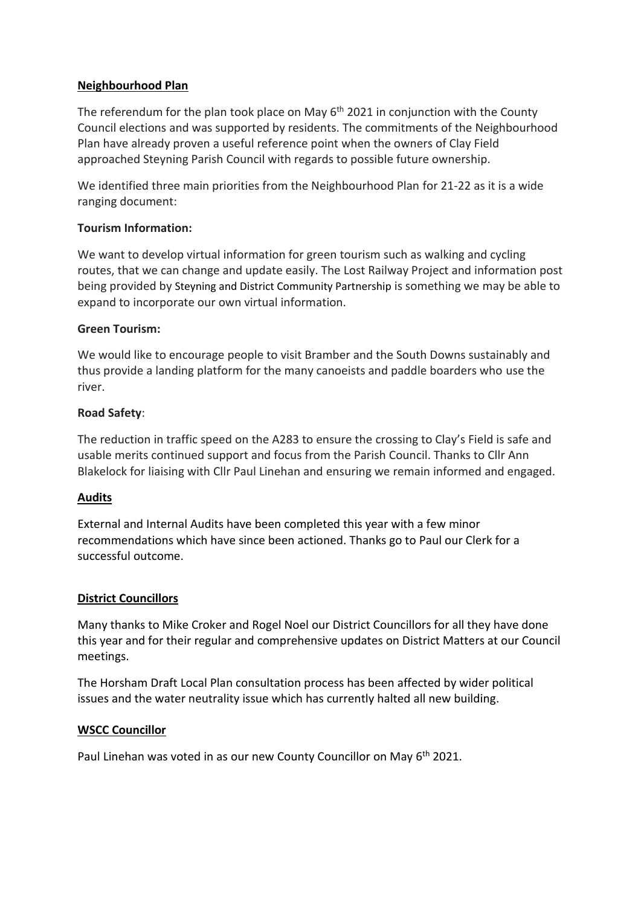## Neighbourhood Plan

The referendum for the plan took place on May 6th 2021 in conjunction with the County Council elections and was supported by residents. The commitments of the Neighbourhood Plan have already proven a useful reference point when the owners of Clay Field approached Steyning Parish Council with regards to possible future ownership.

We identified three main priorities from the Neighbourhood Plan for 21-22 as it is a wide ranging document:

**Tourism Information:**

We want to develop virtual information for green tourism such as walking and cycling routes, that we can change and update easily. The Lost Railway Project and information post being provided by Steyning and District Community Partnership is something we may be able to expand to incorporate our own virtual information.

**Green Tourism:**

We would like to encourage people to visit Bramber and the South Downs sustainably and thus provide a landing platform for the many canoeists and paddle boarders who use the river.

**Road Safety**:

The reduction in traffic speed on the A283 to ensure the crossing to Clay's Field is safe and usable merits continued support and focus from the Parish Council. Thanks to Cllr Ann Blakelock for liaising with Cllr Paul Linehan and ensuring we remain informed and engaged.

## Audits

External and Internal Audits have been completed this year with a few minor recommendations which have since been actioned. Thanks go to Paul our Clerk for a successful outcome.

## District Councillors

Many thanks to Mike Croker and Rogel Noel our District Councillors for all they have done this year and for their regular and comprehensive updates on District Matters at our Council meetings.

The Horsham Draft Local Plan consultation process has been affected by wider political issues and the water neutrality issue which has currently halted all new building.

## WSCC Councillor

Paul Linehan was voted in as our new County Councillor on May 6th 2021.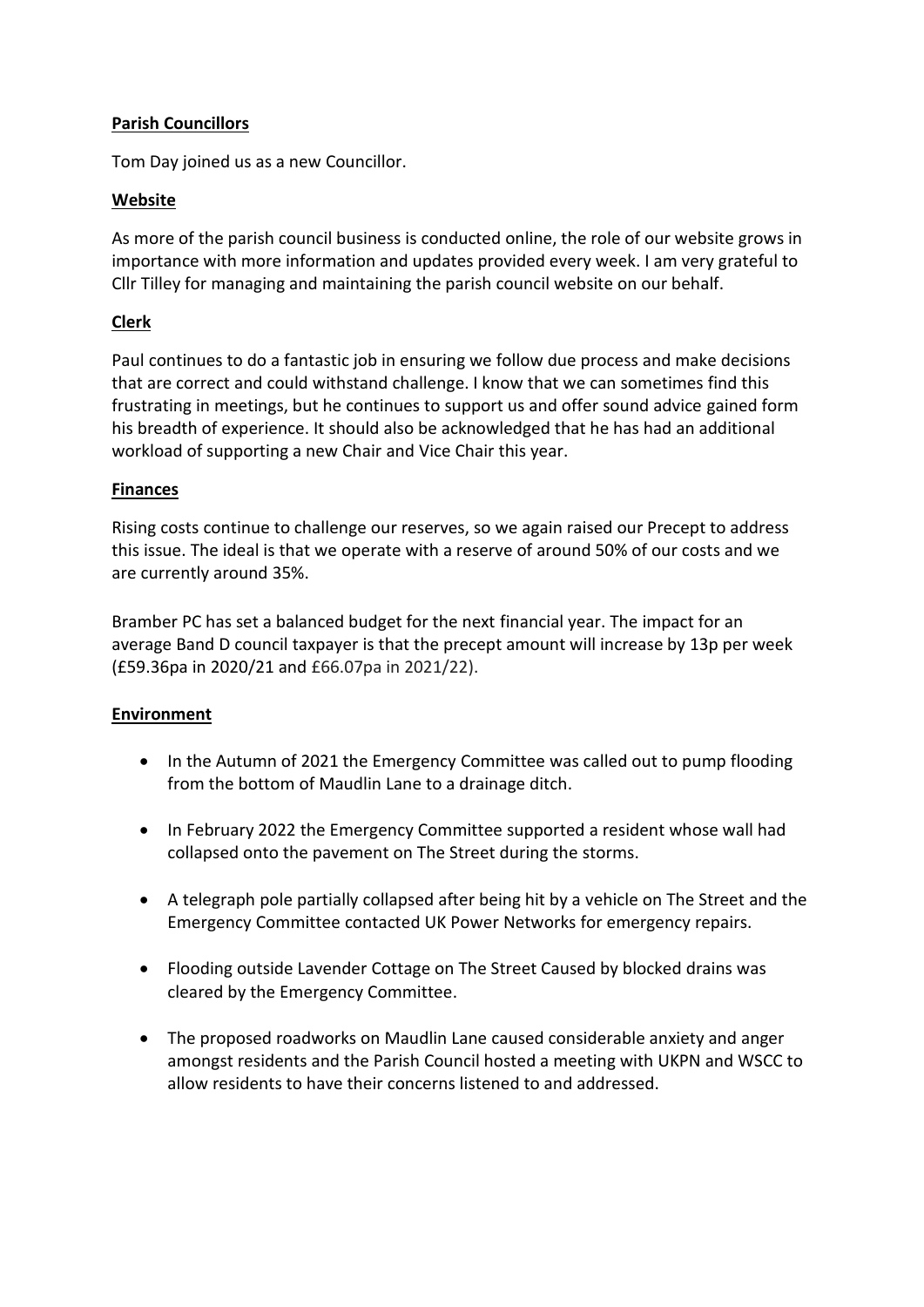**Parish Councillors**

Tom Day joined us as a new Councillor.

**Website**

As more of the parish council business is conducted online, the role of our website grows in importance with more information and updates provided every week. I am very grateful to Cllr Tilley for managing and maintaining the parish council website on our behalf.

**Clerk**

Paul continues to do a fantastic job in ensuring we follow due process and make decisions that are correct and could withstand challenge. I know that we can sometimes find this frustrating in meetings, but he continues to support us and offer sound advice gained form his breadth of experience. It should also be acknowledged that he has had an additional workload of supporting a new Chair and Vice Chair this year.

**Finances**

Rising costs continue to challenge our reserves, so we again raised our Precept to address this issue. The ideal is that we operate with a reserve of around 50% of our costs and we are currently around 35%.

Bramber PC has set a balanced budget for the next financial year. The impact for an average Band D council taxpayer is that the precept amount will increase by 13p per week (£59.36pa in 2020/21 and £66.07pa in 2021/22).

**Environment**

- In the Autumn of 2021 the Emergency Committee was called out to pump flooding from the bottom of Maudlin Lane to a drainage ditch.
- In February 2022 the Emergency Committee supported a resident whose wall had collapsed onto the pavement on The Street during the storms.
- A telegraph pole partially collapsed after being hit by a vehicle on The Street and the Emergency Committee contacted UK Power Networks for emergency repairs.
- Flooding outside Lavender Cottage on The Street Caused by blocked drains was cleared by the Emergency Committee.
- The proposed roadworks on Maudlin Lane caused considerable anxiety and anger amongst residents and the Parish Council hosted a meeting with UKPN and WSCC to allow residents to have their concerns listened to and addressed.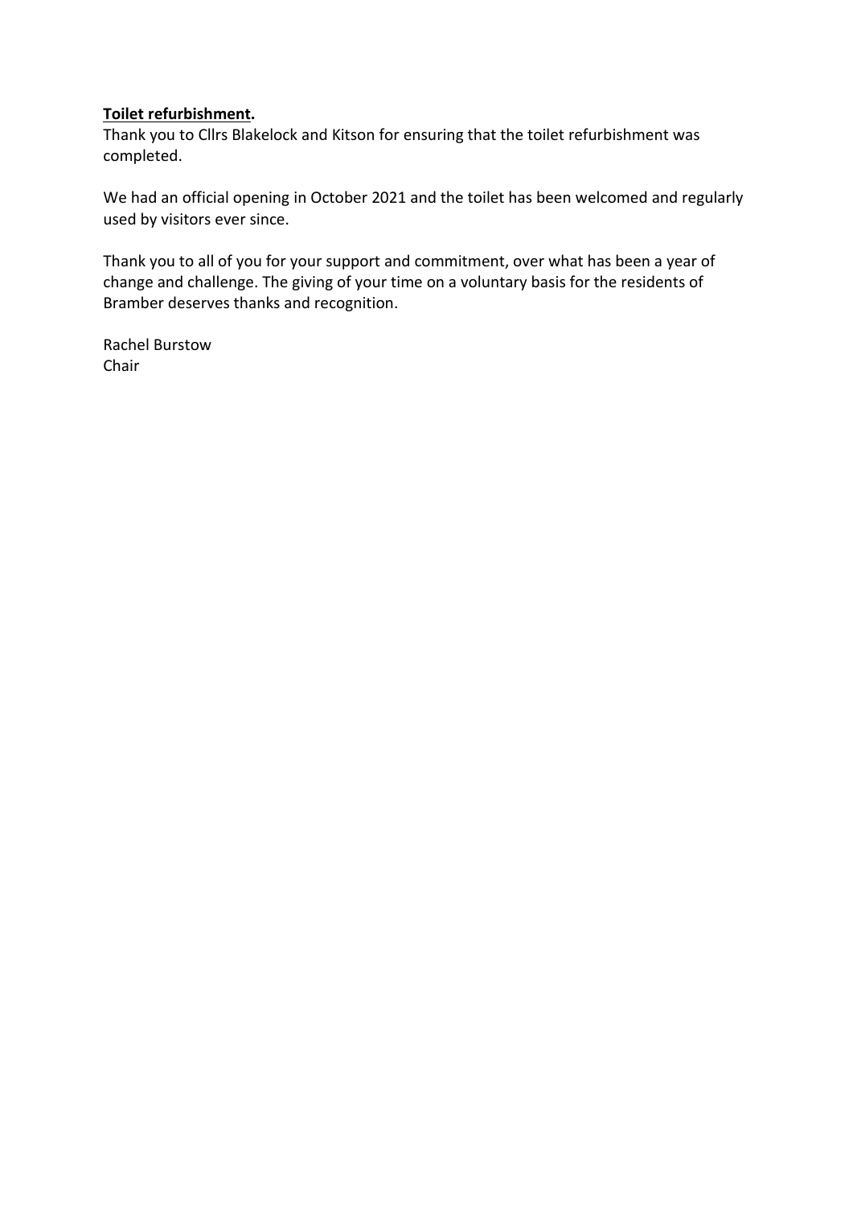**Toilet refurbishment.**

Thank you to Cllrs Blakelock and Kitson for ensuring that the toilet refurbishment was completed.

We had an official opening in October 2021 and the toilet has been welcomed and regularly used by visitors ever since.

Thank you to all of you for your support and commitment, over what has been a year of change and challenge. The giving of your time on a voluntary basis for the residents of Bramber deserves thanks and recognition.

Rachel Burstow
Chair